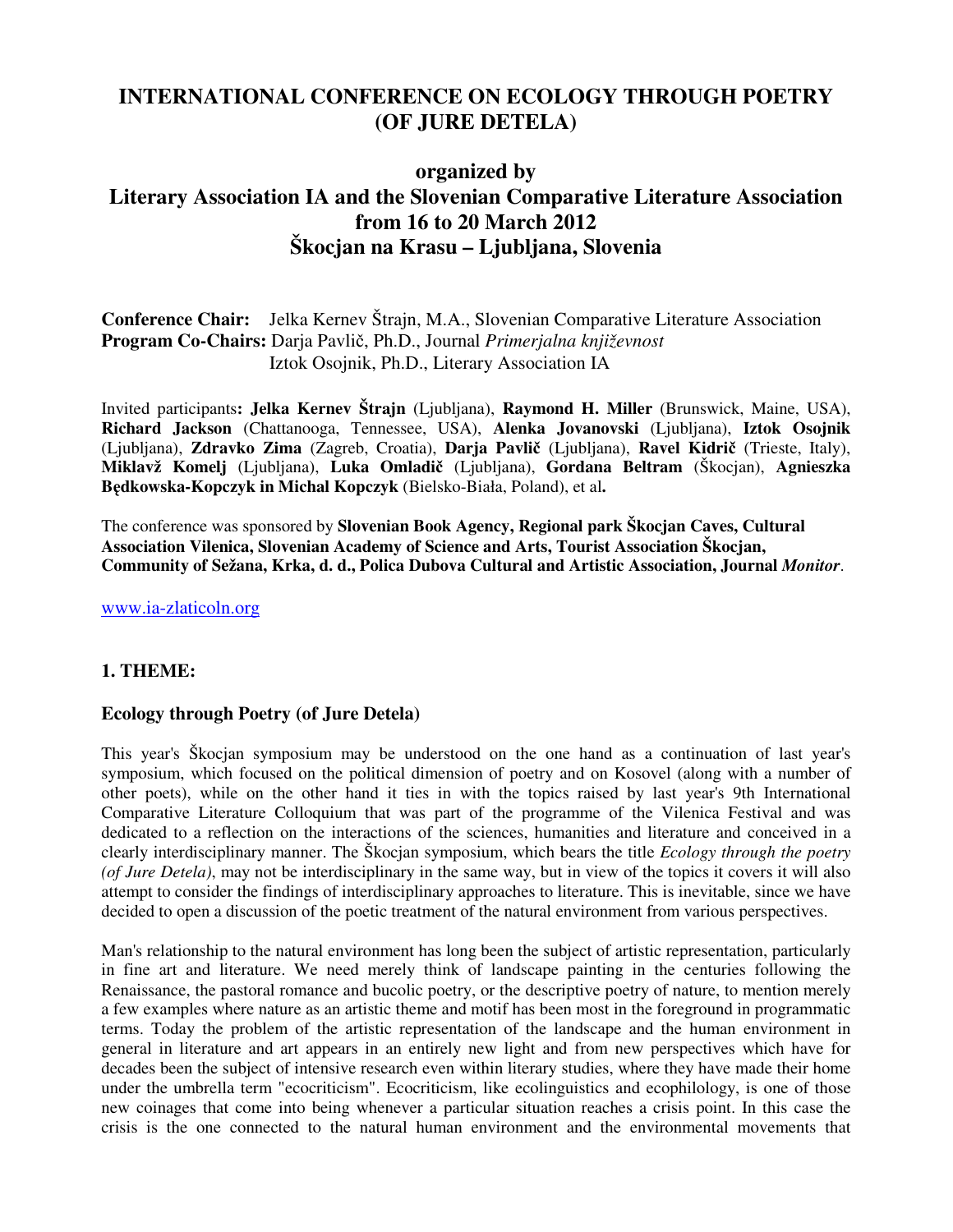# INTERNATIONAL CONFERENCE ON ECOLOGY THROUGH POETRY (OF JURE DETELA)

## organized by
## Literary Association IA and the Slovenian Comparative Literature Association
## from 16 to 20 March 2012
## Škocjan na Krasu – Ljubljana, Slovenia

**Conference Chair:** Jelka Kernev Štrajn, M.A., Slovenian Comparative Literature Association
**Program Co-Chairs:** Darja Pavlič, Ph.D., Journal *Primerjalna književnost*
Iztok Osojnik, Ph.D., Literary Association IA

Invited participants**: Jelka Kernev Štrajn** (Ljubljana), **Raymond H. Miller** (Brunswick, Maine, USA), **Richard Jackson** (Chattanooga, Tennessee, USA), **Alenka Jovanovski** (Ljubljana), **Iztok Osojnik** (Ljubljana), **Zdravko Zima** (Zagreb, Croatia), **Darja Pavlič** (Ljubljana), **Ravel Kidrič** (Trieste, Italy), **Miklavž Komelj** (Ljubljana), **Luka Omladič** (Ljubljana), **Gordana Beltram** (Škocjan), **Agnieszka Będkowska-Kopczyk in Michal Kopczyk** (Bielsko-Biała, Poland), et al**.**

The conference was sponsored by **Slovenian Book Agency, Regional park Škocjan Caves, Cultural Association Vilenica, Slovenian Academy of Science and Arts, Tourist Association Škocjan, Community of Sežana, Krka, d. d., Polica Dubova Cultural and Artistic Association, Journal** ***Monitor***.

www.ia-zlaticoln.org

### 1. THEME:

### Ecology through Poetry (of Jure Detela)

This year's Škocjan symposium may be understood on the one hand as a continuation of last year's symposium, which focused on the political dimension of poetry and on Kosovel (along with a number of other poets), while on the other hand it ties in with the topics raised by last year's 9th International Comparative Literature Colloquium that was part of the programme of the Vilenica Festival and was dedicated to a reflection on the interactions of the sciences, humanities and literature and conceived in a clearly interdisciplinary manner. The Škocjan symposium, which bears the title *Ecology through the poetry (of Jure Detela)*, may not be interdisciplinary in the same way, but in view of the topics it covers it will also attempt to consider the findings of interdisciplinary approaches to literature. This is inevitable, since we have decided to open a discussion of the poetic treatment of the natural environment from various perspectives.

Man's relationship to the natural environment has long been the subject of artistic representation, particularly in fine art and literature. We need merely think of landscape painting in the centuries following the Renaissance, the pastoral romance and bucolic poetry, or the descriptive poetry of nature, to mention merely a few examples where nature as an artistic theme and motif has been most in the foreground in programmatic terms. Today the problem of the artistic representation of the landscape and the human environment in general in literature and art appears in an entirely new light and from new perspectives which have for decades been the subject of intensive research even within literary studies, where they have made their home under the umbrella term "ecocriticism". Ecocriticism, like ecolinguistics and ecophilology, is one of those new coinages that come into being whenever a particular situation reaches a crisis point. In this case the crisis is the one connected to the natural human environment and the environmental movements that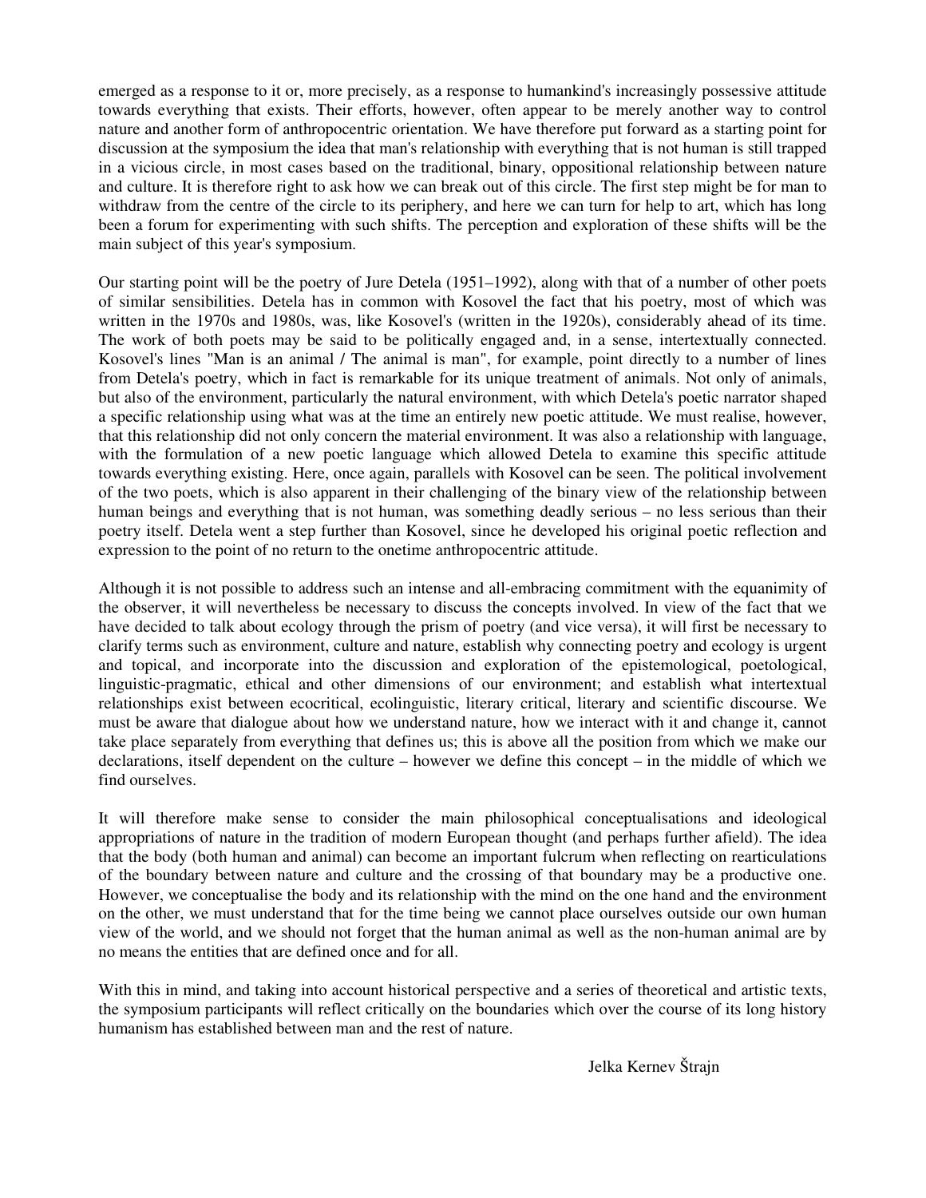emerged as a response to it or, more precisely, as a response to humankind's increasingly possessive attitude towards everything that exists. Their efforts, however, often appear to be merely another way to control nature and another form of anthropocentric orientation. We have therefore put forward as a starting point for discussion at the symposium the idea that man's relationship with everything that is not human is still trapped in a vicious circle, in most cases based on the traditional, binary, oppositional relationship between nature and culture. It is therefore right to ask how we can break out of this circle. The first step might be for man to withdraw from the centre of the circle to its periphery, and here we can turn for help to art, which has long been a forum for experimenting with such shifts. The perception and exploration of these shifts will be the main subject of this year's symposium.

Our starting point will be the poetry of Jure Detela (1951–1992), along with that of a number of other poets of similar sensibilities. Detela has in common with Kosovel the fact that his poetry, most of which was written in the 1970s and 1980s, was, like Kosovel's (written in the 1920s), considerably ahead of its time. The work of both poets may be said to be politically engaged and, in a sense, intertextually connected. Kosovel's lines "Man is an animal / The animal is man", for example, point directly to a number of lines from Detela's poetry, which in fact is remarkable for its unique treatment of animals. Not only of animals, but also of the environment, particularly the natural environment, with which Detela's poetic narrator shaped a specific relationship using what was at the time an entirely new poetic attitude. We must realise, however, that this relationship did not only concern the material environment. It was also a relationship with language, with the formulation of a new poetic language which allowed Detela to examine this specific attitude towards everything existing. Here, once again, parallels with Kosovel can be seen. The political involvement of the two poets, which is also apparent in their challenging of the binary view of the relationship between human beings and everything that is not human, was something deadly serious – no less serious than their poetry itself. Detela went a step further than Kosovel, since he developed his original poetic reflection and expression to the point of no return to the onetime anthropocentric attitude.

Although it is not possible to address such an intense and all-embracing commitment with the equanimity of the observer, it will nevertheless be necessary to discuss the concepts involved. In view of the fact that we have decided to talk about ecology through the prism of poetry (and vice versa), it will first be necessary to clarify terms such as environment, culture and nature, establish why connecting poetry and ecology is urgent and topical, and incorporate into the discussion and exploration of the epistemological, poetological, linguistic-pragmatic, ethical and other dimensions of our environment; and establish what intertextual relationships exist between ecocritical, ecolinguistic, literary critical, literary and scientific discourse. We must be aware that dialogue about how we understand nature, how we interact with it and change it, cannot take place separately from everything that defines us; this is above all the position from which we make our declarations, itself dependent on the culture – however we define this concept – in the middle of which we find ourselves.

It will therefore make sense to consider the main philosophical conceptualisations and ideological appropriations of nature in the tradition of modern European thought (and perhaps further afield). The idea that the body (both human and animal) can become an important fulcrum when reflecting on rearticulations of the boundary between nature and culture and the crossing of that boundary may be a productive one. However, we conceptualise the body and its relationship with the mind on the one hand and the environment on the other, we must understand that for the time being we cannot place ourselves outside our own human view of the world, and we should not forget that the human animal as well as the non-human animal are by no means the entities that are defined once and for all.

With this in mind, and taking into account historical perspective and a series of theoretical and artistic texts, the symposium participants will reflect critically on the boundaries which over the course of its long history humanism has established between man and the rest of nature.

Jelka Kernev Štrajn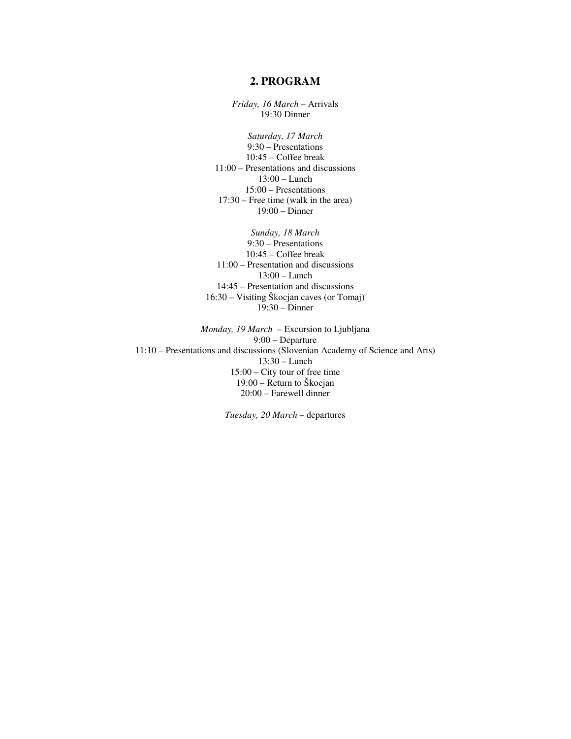## 2. PROGRAM

*Friday, 16 March* – Arrivals
19:30 Dinner

*Saturday, 17 March*
9:30 – Presentations
10:45 – Coffee break
11:00 – Presentations and discussions
13:00 – Lunch
15:00 – Presentations
17:30 – Free time (walk in the area)
19:00 – Dinner

*Sunday, 18 March*
9:30 – Presentations
10:45 – Coffee break
11:00 – Presentation and discussions
13:00 – Lunch
14:45 – Presentation and discussions
16:30 – Visiting Škocjan caves (or Tomaj)
19:30 – Dinner

*Monday, 19 March* – Excursion to Ljubljana
9:00 – Departure
11:10 – Presentations and discussions (Slovenian Academy of Science and Arts)
13:30 – Lunch
15:00 – City tour of free time
19:00 – Return to Škocjan
20:00 – Farewell dinner

*Tuesday, 20 March* – departures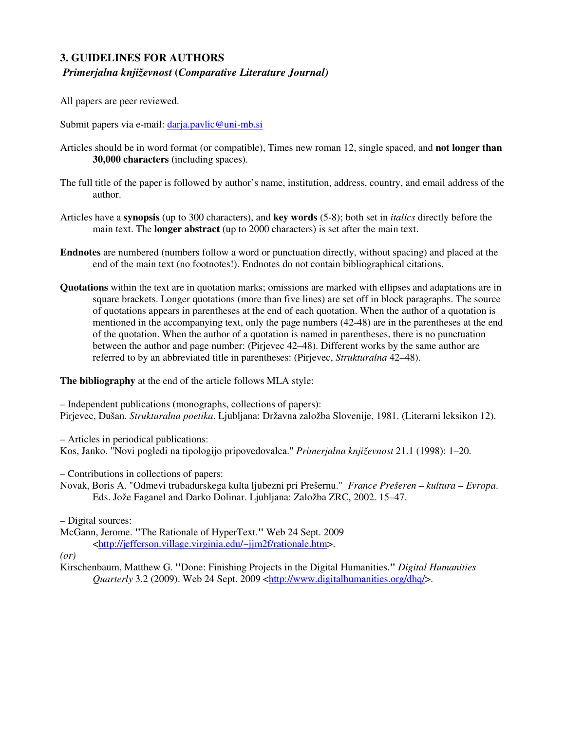### 3. GUIDELINES FOR AUTHORS

***Primerjalna književnost* (*Comparative Literature Journal*)**

All papers are peer reviewed.

Submit papers via e-mail: darja.pavlic@uni-mb.si

Articles should be in word format (or compatible), Times new roman 12, single spaced, and **not longer than 30,000 characters** (including spaces).

The full title of the paper is followed by author's name, institution, address, country, and email address of the author.

Articles have a **synopsis** (up to 300 characters), and **key words** (5-8); both set in *italics* directly before the main text. The **longer abstract** (up to 2000 characters) is set after the main text.

**Endnotes** are numbered (numbers follow a word or punctuation directly, without spacing) and placed at the end of the main text (no footnotes!). Endnotes do not contain bibliographical citations.

**Quotations** within the text are in quotation marks; omissions are marked with ellipses and adaptations are in square brackets. Longer quotations (more than five lines) are set off in block paragraphs. The source of quotations appears in parentheses at the end of each quotation. When the author of a quotation is mentioned in the accompanying text, only the page numbers (42-48) are in the parentheses at the end of the quotation. When the author of a quotation is named in parentheses, there is no punctuation between the author and page number: (Pirjevec 42–48). Different works by the same author are referred to by an abbreviated title in parentheses: (Pirjevec, *Strukturalna* 42–48).

**The bibliography** at the end of the article follows MLA style:

– Independent publications (monographs, collections of papers):
Pirjevec, Dušan. *Strukturalna poetika*. Ljubljana: Državna založba Slovenije, 1981. (Literarni leksikon 12).

– Articles in periodical publications:
Kos, Janko. "Novi pogledi na tipologijo pripovedovalca." *Primerjalna književnost* 21.1 (1998): 1–20.

– Contributions in collections of papers:
Novak, Boris A. "Odmevi trubadurskega kulta ljubezni pri Prešernu." *France Prešeren – kultura – Evropa*. Eds. Jože Faganel and Darko Dolinar. Ljubljana: Založba ZRC, 2002. 15–47.

– Digital sources:
McGann, Jerome. "The Rationale of HyperText." Web 24 Sept. 2009 <http://jefferson.village.virginia.edu/~jjm2f/rationale.htm>.

*(or)*

Kirschenbaum, Matthew G. "Done: Finishing Projects in the Digital Humanities." *Digital Humanities Quarterly* 3.2 (2009). Web 24 Sept. 2009 <http://www.digitalhumanities.org/dhq/>.